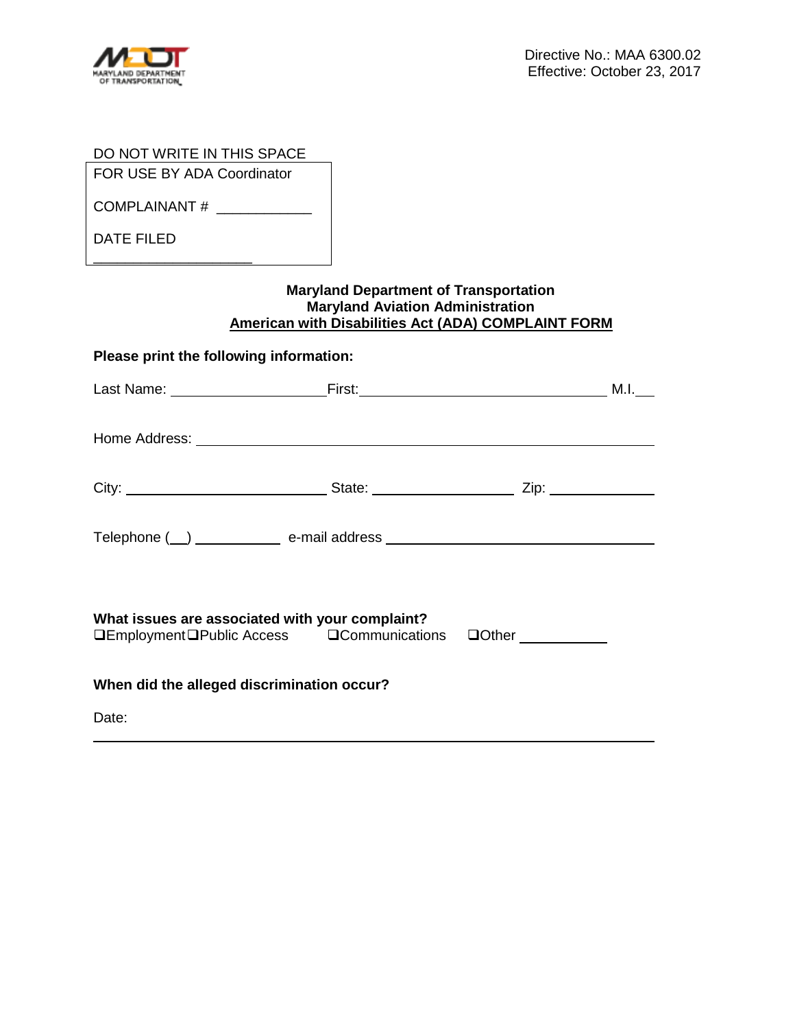Directive No.: MAA 6300.02
Effective: October 23, 2017

DO NOT WRITE IN THIS SPACE

FOR USE BY ADA Coordinator

COMPLAINANT # ___________

DATE FILED

____________________

**Maryland Department of Transportation**
**Maryland Aviation Administration**
**American with Disabilities Act (ADA) COMPLAINT FORM**

**Please print the following information:**

Last Name: ____________________ First: ______________________________ M.I.___

Home Address: ____________________________________________________________

City: _________________________ State: __________________ Zip: _____________

Telephone (__) ___________ e-mail address _______________________________

**What issues are associated with your complaint?**

❑Employment ❑Public Access ❑Communications ❑Other ___________

**When did the alleged discrimination occur?**

Date:

_______________________________________________________________________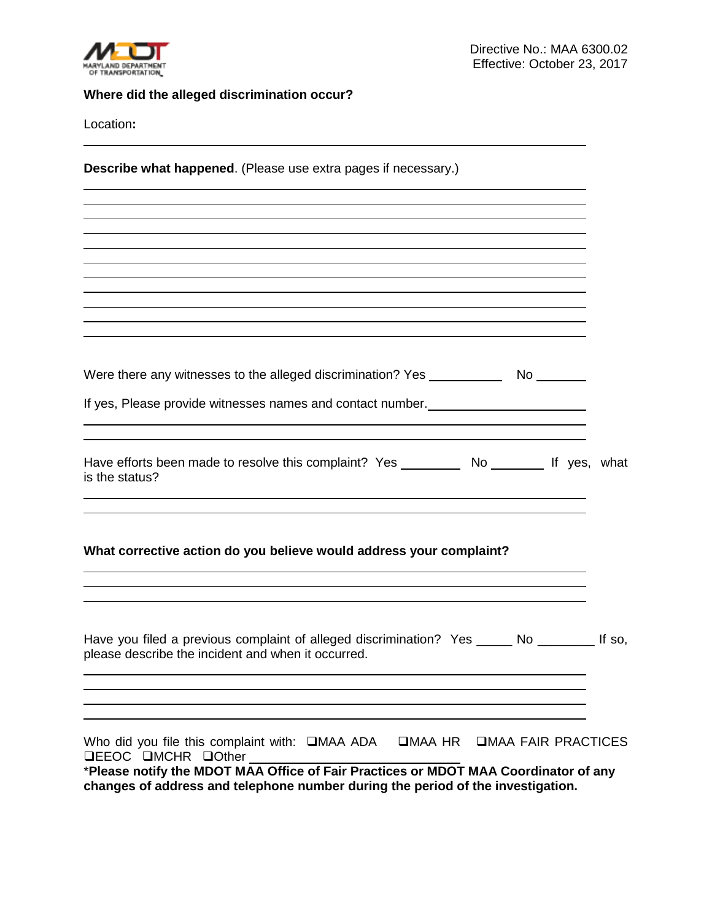**Where did the alleged discrimination occur?**

Location**:**

______________________________________________________________________

**Describe what happened**. (Please use extra pages if necessary.)

______________________________________________________________________

______________________________________________________________________

______________________________________________________________________

______________________________________________________________________

______________________________________________________________________

______________________________________________________________________

______________________________________________________________________

______________________________________________________________________

______________________________________________________________________

______________________________________________________________________

Were there any witnesses to the alleged discrimination? Yes ___________ No _______

If yes, Please provide witnesses names and contact number.______________________

______________________________________________________________________

______________________________________________________________________

Have efforts been made to resolve this complaint? Yes _________ No ________ If yes, what is the status?

______________________________________________________________________

______________________________________________________________________

**What corrective action do you believe would address your complaint?**

______________________________________________________________________

______________________________________________________________________

______________________________________________________________________

Have you filed a previous complaint of alleged discrimination? Yes _____ No ________ If so, please describe the incident and when it occurred.

______________________________________________________________________

______________________________________________________________________

______________________________________________________________________

______________________________________________________________________

Who did you file this complaint with: ❑MAA ADA ❑MAA HR ❑MAA FAIR PRACTICES ❑EEOC ❑MCHR ❑Other ______________________

*__Please notify the MDOT MAA Office of Fair Practices or MDOT MAA Coordinator of any changes of address and telephone number during the period of the investigation.__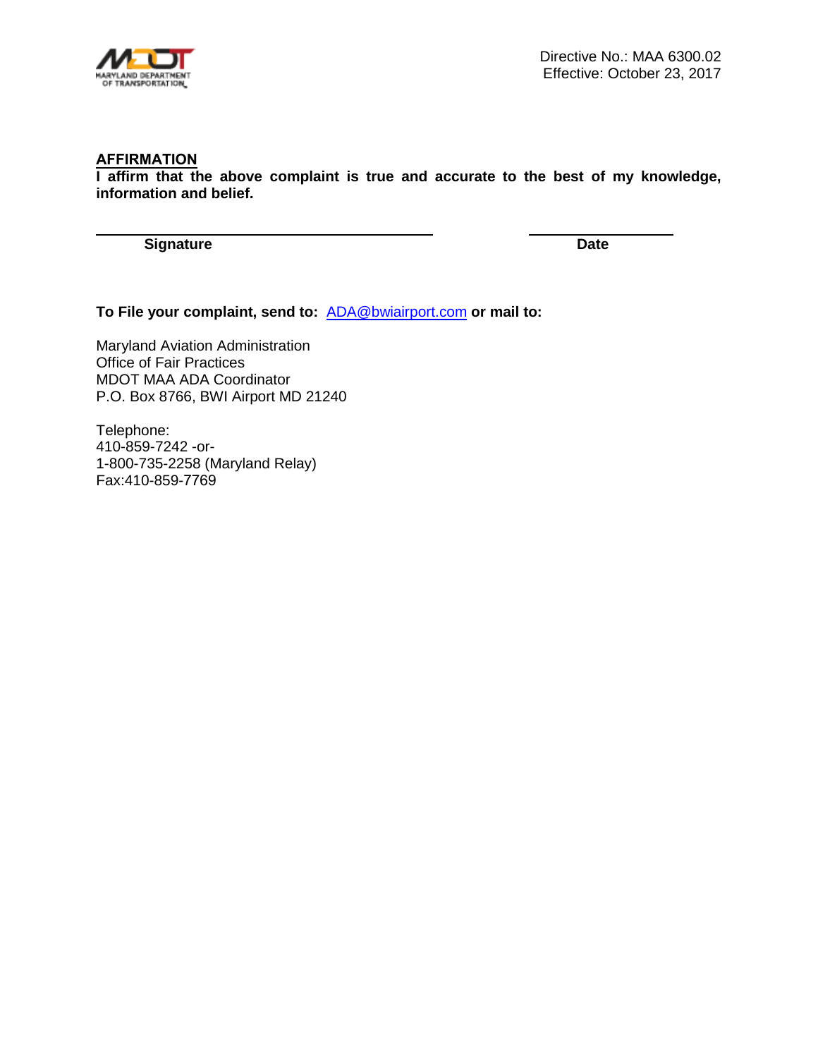Directive No.: MAA 6300.02
Effective: October 23, 2017

## AFFIRMATION

**I affirm that the above complaint is true and accurate to the best of my knowledge, information and belief.**

\_\_\_\_\_\_\_\_\_\_\_\_\_\_\_\_\_\_\_\_\_\_\_\_\_\_\_\_\_\_\_\_\_\_\_\_\_\_\_\_ \_\_\_\_\_\_\_\_\_\_\_\_\_\_\_\_\_\_\_\_

**Signature** **Date**

**To File your complaint, send to:** ADA@bwiairport.com **or mail to:**

Maryland Aviation Administration
Office of Fair Practices
MDOT MAA ADA Coordinator
P.O. Box 8766, BWI Airport MD 21240

Telephone:
410-859-7242 -or-
1-800-735-2258 (Maryland Relay)
Fax:410-859-7769